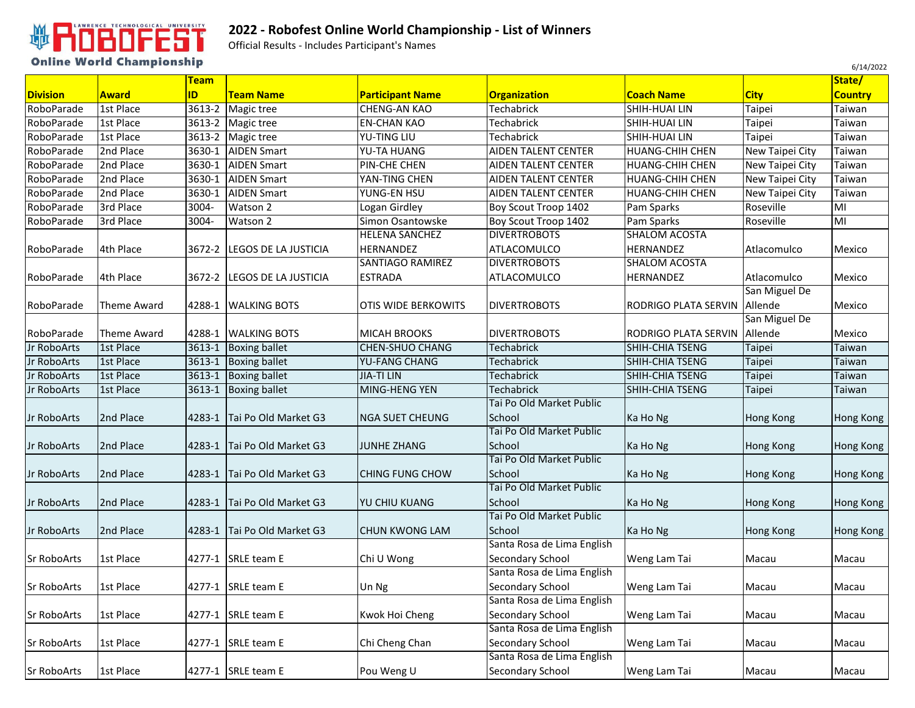# 2022 - Robofest Online World Championship - List of Winners

Official Results - Includes Participant's Names

6/14/2022

| Division | Award | Team ID | Team Name | Participant Name | Organization | Coach Name | City | State/ Country |
|---|---|---|---|---|---|---|---|---|
| RoboParade | 1st Place | 3613-2 | Magic tree | CHENG-AN KAO | Techabrick | SHIH-HUAI LIN | Taipei | Taiwan |
| RoboParade | 1st Place | 3613-2 | Magic tree | EN-CHAN KAO | Techabrick | SHIH-HUAI LIN | Taipei | Taiwan |
| RoboParade | 1st Place | 3613-2 | Magic tree | YU-TING LIU | Techabrick | SHIH-HUAI LIN | Taipei | Taiwan |
| RoboParade | 2nd Place | 3630-1 | AIDEN Smart | YU-TA HUANG | AIDEN TALENT CENTER | HUANG-CHIH CHEN | New Taipei City | Taiwan |
| RoboParade | 2nd Place | 3630-1 | AIDEN Smart | PIN-CHE CHEN | AIDEN TALENT CENTER | HUANG-CHIH CHEN | New Taipei City | Taiwan |
| RoboParade | 2nd Place | 3630-1 | AIDEN Smart | YAN-TING CHEN | AIDEN TALENT CENTER | HUANG-CHIH CHEN | New Taipei City | Taiwan |
| RoboParade | 2nd Place | 3630-1 | AIDEN Smart | YUNG-EN HSU | AIDEN TALENT CENTER | HUANG-CHIH CHEN | New Taipei City | Taiwan |
| RoboParade | 3rd Place | 3004- | Watson 2 | Logan Girdley | Boy Scout Troop 1402 | Pam Sparks | Roseville | MI |
| RoboParade | 3rd Place | 3004- | Watson 2 | Simon Osantowske | Boy Scout Troop 1402 | Pam Sparks | Roseville | MI |
| RoboParade | 4th Place | 3672-2 | LEGOS DE LA JUSTICIA | HELENA SANCHEZ HERNANDEZ | DIVERTROBOTS ATLACOMULCO | SHALOM ACOSTA HERNANDEZ | Atlacomulco | Mexico |
| RoboParade | 4th Place | 3672-2 | LEGOS DE LA JUSTICIA | SANTIAGO RAMIREZ ESTRADA | DIVERTROBOTS ATLACOMULCO | SHALOM ACOSTA HERNANDEZ | Atlacomulco | Mexico |
| RoboParade | Theme Award | 4288-1 | WALKING BOTS | OTIS WIDE BERKOWITS | DIVERTROBOTS | RODRIGO PLATA SERVIN | San Miguel De Allende | Mexico |
| RoboParade | Theme Award | 4288-1 | WALKING BOTS | MICAH BROOKS | DIVERTROBOTS | RODRIGO PLATA SERVIN | San Miguel De Allende | Mexico |
| Jr RoboArts | 1st Place | 3613-1 | Boxing ballet | CHEN-SHUO CHANG | Techabrick | SHIH-CHIA TSENG | Taipei | Taiwan |
| Jr RoboArts | 1st Place | 3613-1 | Boxing ballet | YU-FANG CHANG | Techabrick | SHIH-CHIA TSENG | Taipei | Taiwan |
| Jr RoboArts | 1st Place | 3613-1 | Boxing ballet | JIA-TI LIN | Techabrick | SHIH-CHIA TSENG | Taipei | Taiwan |
| Jr RoboArts | 1st Place | 3613-1 | Boxing ballet | MING-HENG YEN | Techabrick | SHIH-CHIA TSENG | Taipei | Taiwan |
| Jr RoboArts | 2nd Place | 4283-1 | Tai Po Old Market G3 | NGA SUET CHEUNG | Tai Po Old Market Public School | Ka Ho Ng | Hong Kong | Hong Kong |
| Jr RoboArts | 2nd Place | 4283-1 | Tai Po Old Market G3 | JUNHE ZHANG | Tai Po Old Market Public School | Ka Ho Ng | Hong Kong | Hong Kong |
| Jr RoboArts | 2nd Place | 4283-1 | Tai Po Old Market G3 | CHING FUNG CHOW | Tai Po Old Market Public School | Ka Ho Ng | Hong Kong | Hong Kong |
| Jr RoboArts | 2nd Place | 4283-1 | Tai Po Old Market G3 | YU CHIU KUANG | Tai Po Old Market Public School | Ka Ho Ng | Hong Kong | Hong Kong |
| Jr RoboArts | 2nd Place | 4283-1 | Tai Po Old Market G3 | CHUN KWONG LAM | Tai Po Old Market Public School | Ka Ho Ng | Hong Kong | Hong Kong |
| Sr RoboArts | 1st Place | 4277-1 | SRLE team E | Chi U Wong | Santa Rosa de Lima English Secondary School | Weng Lam Tai | Macau | Macau |
| Sr RoboArts | 1st Place | 4277-1 | SRLE team E | Un Ng | Santa Rosa de Lima English Secondary School | Weng Lam Tai | Macau | Macau |
| Sr RoboArts | 1st Place | 4277-1 | SRLE team E | Kwok Hoi Cheng | Santa Rosa de Lima English Secondary School | Weng Lam Tai | Macau | Macau |
| Sr RoboArts | 1st Place | 4277-1 | SRLE team E | Chi Cheng Chan | Santa Rosa de Lima English Secondary School | Weng Lam Tai | Macau | Macau |
| Sr RoboArts | 1st Place | 4277-1 | SRLE team E | Pou Weng U | Santa Rosa de Lima English Secondary School | Weng Lam Tai | Macau | Macau |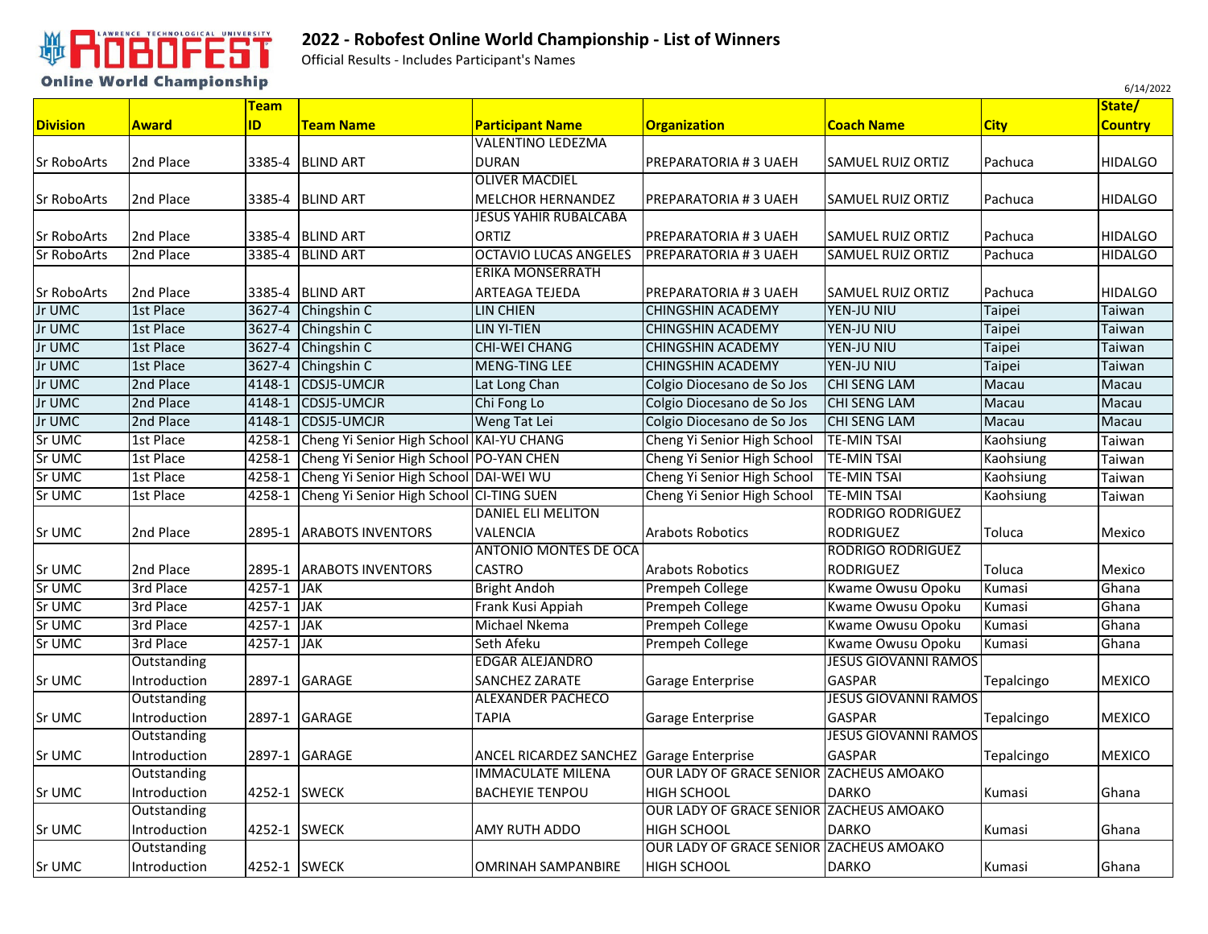# 2022 - Robofest Online World Championship - List of Winners

Official Results - Includes Participant's Names

6/14/2022

| Division | Award | Team ID | Team Name | Participant Name | Organization | Coach Name | City | State/ Country |
|---|---|---|---|---|---|---|---|---|
| Sr RoboArts | 2nd Place | 3385-4 | BLIND ART | VALENTINO LEDEZMA DURAN | PREPARATORIA # 3 UAEH | SAMUEL RUIZ ORTIZ | Pachuca | HIDALGO |
| Sr RoboArts | 2nd Place | 3385-4 | BLIND ART | OLIVER MACDIEL MELCHOR HERNANDEZ | PREPARATORIA # 3 UAEH | SAMUEL RUIZ ORTIZ | Pachuca | HIDALGO |
| Sr RoboArts | 2nd Place | 3385-4 | BLIND ART | JESUS YAHIR RUBALCABA ORTIZ | PREPARATORIA # 3 UAEH | SAMUEL RUIZ ORTIZ | Pachuca | HIDALGO |
| Sr RoboArts | 2nd Place | 3385-4 | BLIND ART | OCTAVIO LUCAS ANGELES | PREPARATORIA # 3 UAEH | SAMUEL RUIZ ORTIZ | Pachuca | HIDALGO |
| Sr RoboArts | 2nd Place | 3385-4 | BLIND ART | ERIKA MONSERRATH ARTEAGA TEJEDA | PREPARATORIA # 3 UAEH | SAMUEL RUIZ ORTIZ | Pachuca | HIDALGO |
| Jr UMC | 1st Place | 3627-4 | Chingshin C | LIN CHIEN | CHINGSHIN ACADEMY | YEN-JU NIU | Taipei | Taiwan |
| Jr UMC | 1st Place | 3627-4 | Chingshin C | LIN YI-TIEN | CHINGSHIN ACADEMY | YEN-JU NIU | Taipei | Taiwan |
| Jr UMC | 1st Place | 3627-4 | Chingshin C | CHI-WEI CHANG | CHINGSHIN ACADEMY | YEN-JU NIU | Taipei | Taiwan |
| Jr UMC | 1st Place | 3627-4 | Chingshin C | MENG-TING LEE | CHINGSHIN ACADEMY | YEN-JU NIU | Taipei | Taiwan |
| Jr UMC | 2nd Place | 4148-1 | CDSJ5-UMCJR | Lat Long Chan | Colgio Diocesano de So Jos | CHI SENG LAM | Macau | Macau |
| Jr UMC | 2nd Place | 4148-1 | CDSJ5-UMCJR | Chi Fong Lo | Colgio Diocesano de So Jos | CHI SENG LAM | Macau | Macau |
| Jr UMC | 2nd Place | 4148-1 | CDSJ5-UMCJR | Weng Tat Lei | Colgio Diocesano de So Jos | CHI SENG LAM | Macau | Macau |
| Sr UMC | 1st Place | 4258-1 | Cheng Yi Senior High School | KAI-YU CHANG | Cheng Yi Senior High School | TE-MIN TSAI | Kaohsiung | Taiwan |
| Sr UMC | 1st Place | 4258-1 | Cheng Yi Senior High School | PO-YAN CHEN | Cheng Yi Senior High School | TE-MIN TSAI | Kaohsiung | Taiwan |
| Sr UMC | 1st Place | 4258-1 | Cheng Yi Senior High School | DAI-WEI WU | Cheng Yi Senior High School | TE-MIN TSAI | Kaohsiung | Taiwan |
| Sr UMC | 1st Place | 4258-1 | Cheng Yi Senior High School | CI-TING SUEN | Cheng Yi Senior High School | TE-MIN TSAI | Kaohsiung | Taiwan |
| Sr UMC | 2nd Place | 2895-1 | ARABOTS INVENTORS | DANIEL ELI MELITON VALENCIA | Arabots Robotics | RODRIGO RODRIGUEZ RODRIGUEZ | Toluca | Mexico |
| Sr UMC | 2nd Place | 2895-1 | ARABOTS INVENTORS | ANTONIO MONTES DE OCA CASTRO | Arabots Robotics | RODRIGO RODRIGUEZ RODRIGUEZ | Toluca | Mexico |
| Sr UMC | 3rd Place | 4257-1 | JAK | Bright Andoh | Prempeh College | Kwame Owusu Opoku | Kumasi | Ghana |
| Sr UMC | 3rd Place | 4257-1 | JAK | Frank Kusi Appiah | Prempeh College | Kwame Owusu Opoku | Kumasi | Ghana |
| Sr UMC | 3rd Place | 4257-1 | JAK | Michael Nkema | Prempeh College | Kwame Owusu Opoku | Kumasi | Ghana |
| Sr UMC | 3rd Place | 4257-1 | JAK | Seth Afeku | Prempeh College | Kwame Owusu Opoku | Kumasi | Ghana |
| Sr UMC | Outstanding Introduction | 2897-1 | GARAGE | EDGAR ALEJANDRO SANCHEZ ZARATE | Garage Enterprise | JESUS GIOVANNI RAMOS GASPAR | Tepalcingo | MEXICO |
| Sr UMC | Outstanding Introduction | 2897-1 | GARAGE | ALEXANDER PACHECO TAPIA | Garage Enterprise | JESUS GIOVANNI RAMOS GASPAR | Tepalcingo | MEXICO |
| Sr UMC | Outstanding Introduction | 2897-1 | GARAGE | ANCEL RICARDEZ SANCHEZ | Garage Enterprise | JESUS GIOVANNI RAMOS GASPAR | Tepalcingo | MEXICO |
| Sr UMC | Outstanding Introduction | 4252-1 | SWECK | IMMACULATE MILENA BACHEYIE TENPOU | OUR LADY OF GRACE SENIOR HIGH SCHOOL | ZACHEUS AMOAKO DARKO | Kumasi | Ghana |
| Sr UMC | Outstanding Introduction | 4252-1 | SWECK | AMY RUTH ADDO | OUR LADY OF GRACE SENIOR HIGH SCHOOL | ZACHEUS AMOAKO DARKO | Kumasi | Ghana |
| Sr UMC | Outstanding Introduction | 4252-1 | SWECK | OMRINAH SAMPANBIRE | OUR LADY OF GRACE SENIOR HIGH SCHOOL | ZACHEUS AMOAKO DARKO | Kumasi | Ghana |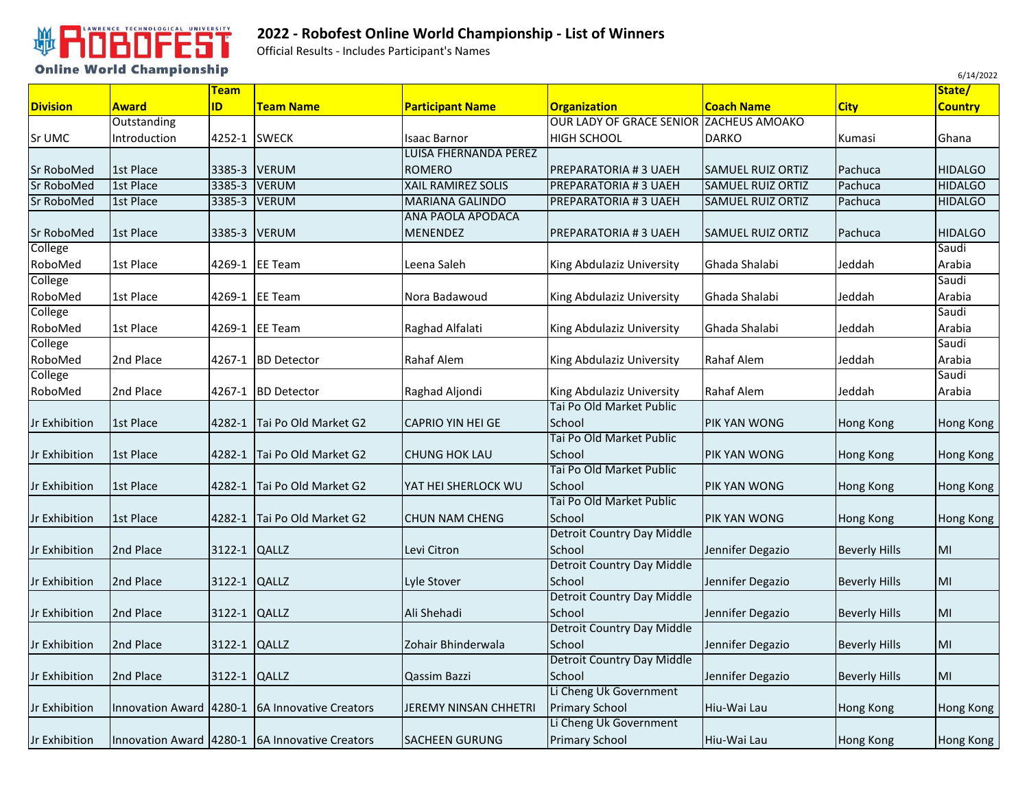# 2022 - Robofest Online World Championship - List of Winners

Official Results - Includes Participant's Names

6/14/2022

| Division | Award | Team ID | Team Name | Participant Name | Organization | Coach Name | City | State/ Country |
|---|---|---|---|---|---|---|---|---|
| Sr UMC | Outstanding Introduction | 4252-1 | SWECK | Isaac Barnor | OUR LADY OF GRACE SENIOR HIGH SCHOOL | ZACHEUS AMOAKO DARKO | Kumasi | Ghana |
| Sr RoboMed | 1st Place | 3385-3 | VERUM | LUISA FHERNANDA PEREZ ROMERO | PREPARATORIA # 3 UAEH | SAMUEL RUIZ ORTIZ | Pachuca | HIDALGO |
| Sr RoboMed | 1st Place | 3385-3 | VERUM | XAIL RAMIREZ SOLIS | PREPARATORIA # 3 UAEH | SAMUEL RUIZ ORTIZ | Pachuca | HIDALGO |
| Sr RoboMed | 1st Place | 3385-3 | VERUM | MARIANA GALINDO | PREPARATORIA # 3 UAEH | SAMUEL RUIZ ORTIZ | Pachuca | HIDALGO |
| Sr RoboMed | 1st Place | 3385-3 | VERUM | ANA PAOLA APODACA MENENDEZ | PREPARATORIA # 3 UAEH | SAMUEL RUIZ ORTIZ | Pachuca | HIDALGO |
| College RoboMed | 1st Place | 4269-1 | EE Team | Leena Saleh | King Abdulaziz University | Ghada Shalabi | Jeddah | Saudi Arabia |
| College RoboMed | 1st Place | 4269-1 | EE Team | Nora Badawoud | King Abdulaziz University | Ghada Shalabi | Jeddah | Saudi Arabia |
| College RoboMed | 1st Place | 4269-1 | EE Team | Raghad Alfalati | King Abdulaziz University | Ghada Shalabi | Jeddah | Saudi Arabia |
| College RoboMed | 2nd Place | 4267-1 | BD Detector | Rahaf Alem | King Abdulaziz University | Rahaf Alem | Jeddah | Saudi Arabia |
| College RoboMed | 2nd Place | 4267-1 | BD Detector | Raghad Aljondi | King Abdulaziz University | Rahaf Alem | Jeddah | Saudi Arabia |
| Jr Exhibition | 1st Place | 4282-1 | Tai Po Old Market G2 | CAPRIO YIN HEI GE | Tai Po Old Market Public School | PIK YAN WONG | Hong Kong | Hong Kong |
| Jr Exhibition | 1st Place | 4282-1 | Tai Po Old Market G2 | CHUNG HOK LAU | Tai Po Old Market Public School | PIK YAN WONG | Hong Kong | Hong Kong |
| Jr Exhibition | 1st Place | 4282-1 | Tai Po Old Market G2 | YAT HEI SHERLOCK WU | Tai Po Old Market Public School | PIK YAN WONG | Hong Kong | Hong Kong |
| Jr Exhibition | 1st Place | 4282-1 | Tai Po Old Market G2 | CHUN NAM CHENG | Tai Po Old Market Public School | PIK YAN WONG | Hong Kong | Hong Kong |
| Jr Exhibition | 2nd Place | 3122-1 | QALLZ | Levi Citron | Detroit Country Day Middle School | Jennifer Degazio | Beverly Hills | MI |
| Jr Exhibition | 2nd Place | 3122-1 | QALLZ | Lyle Stover | Detroit Country Day Middle School | Jennifer Degazio | Beverly Hills | MI |
| Jr Exhibition | 2nd Place | 3122-1 | QALLZ | Ali Shehadi | Detroit Country Day Middle School | Jennifer Degazio | Beverly Hills | MI |
| Jr Exhibition | 2nd Place | 3122-1 | QALLZ | Zohair Bhinderwala | Detroit Country Day Middle School | Jennifer Degazio | Beverly Hills | MI |
| Jr Exhibition | 2nd Place | 3122-1 | QALLZ | Qassim Bazzi | Detroit Country Day Middle School | Jennifer Degazio | Beverly Hills | MI |
| Jr Exhibition | Innovation Award | 4280-1 | 6A Innovative Creators | JEREMY NINSAN CHHETRI | Li Cheng Uk Government Primary School | Hiu-Wai Lau | Hong Kong | Hong Kong |
| Jr Exhibition | Innovation Award | 4280-1 | 6A Innovative Creators | SACHEEN GURUNG | Li Cheng Uk Government Primary School | Hiu-Wai Lau | Hong Kong | Hong Kong |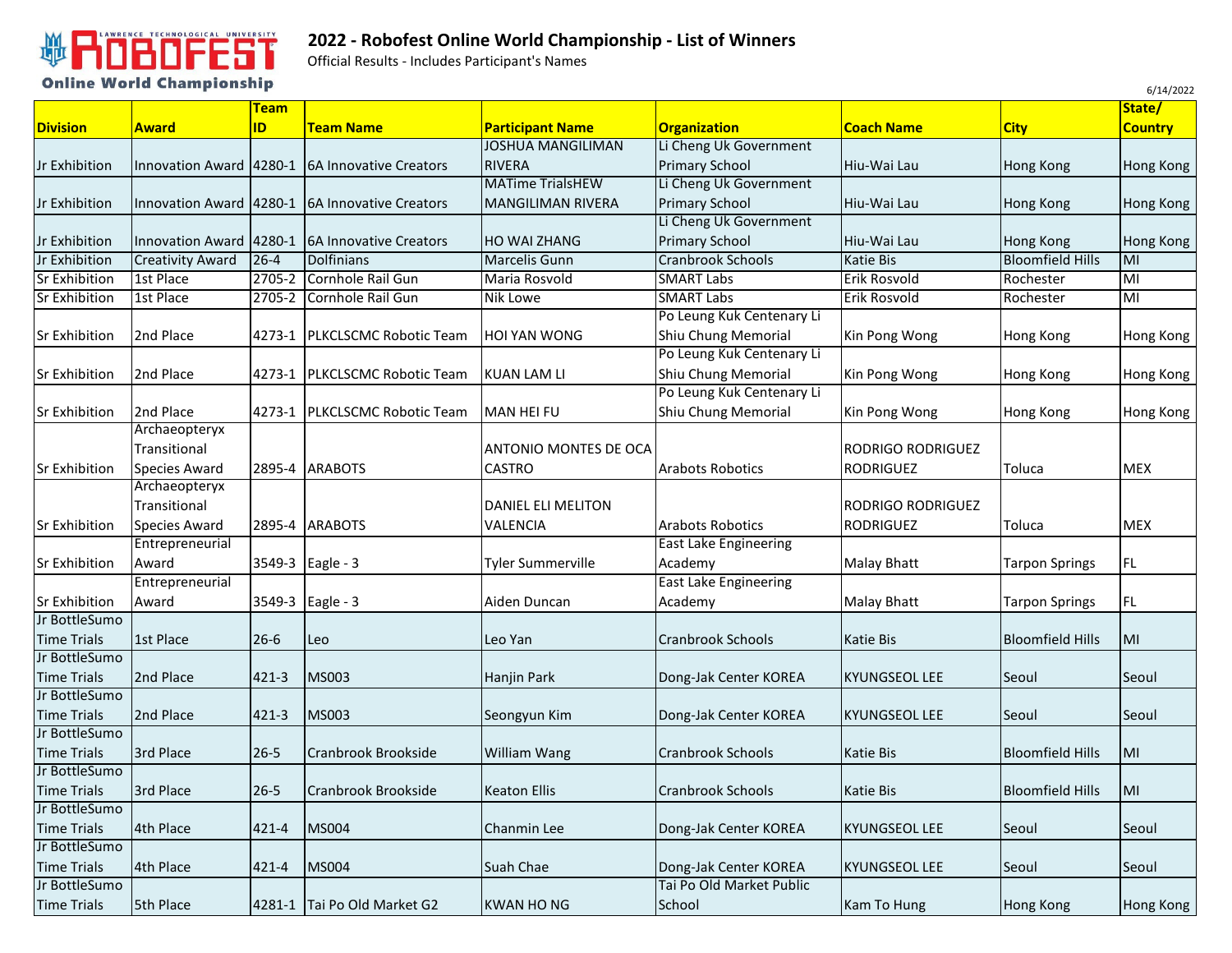# 2022 - Robofest Online World Championship - List of Winners

Official Results - Includes Participant's Names

6/14/2022

| Division | Award | Team ID | Team Name | Participant Name | Organization | Coach Name | City | State/ Country |
|---|---|---|---|---|---|---|---|---|
| Jr Exhibition | Innovation Award | 4280-1 | 6A Innovative Creators | JOSHUA MANGILIMAN RIVERA | Li Cheng Uk Government Primary School | Hiu-Wai Lau | Hong Kong | Hong Kong |
| Jr Exhibition | Innovation Award | 4280-1 | 6A Innovative Creators | MATime TrialsHEW MANGILIMAN RIVERA | Li Cheng Uk Government Primary School | Hiu-Wai Lau | Hong Kong | Hong Kong |
| Jr Exhibition | Innovation Award | 4280-1 | 6A Innovative Creators | HO WAI ZHANG | Li Cheng Uk Government Primary School | Hiu-Wai Lau | Hong Kong | Hong Kong |
| Jr Exhibition | Creativity Award | 26-4 | Dolfinians | Marcelis Gunn | Cranbrook Schools | Katie Bis | Bloomfield Hills | MI |
| Sr Exhibition | 1st Place | 2705-2 | Cornhole Rail Gun | Maria Rosvold | SMART Labs | Erik Rosvold | Rochester | MI |
| Sr Exhibition | 1st Place | 2705-2 | Cornhole Rail Gun | Nik Lowe | SMART Labs | Erik Rosvold | Rochester | MI |
| Sr Exhibition | 2nd Place | 4273-1 | PLKCLSCMC Robotic Team | HOI YAN WONG | Po Leung Kuk Centenary Li Shiu Chung Memorial | Kin Pong Wong | Hong Kong | Hong Kong |
| Sr Exhibition | 2nd Place | 4273-1 | PLKCLSCMC Robotic Team | KUAN LAM LI | Po Leung Kuk Centenary Li Shiu Chung Memorial | Kin Pong Wong | Hong Kong | Hong Kong |
| Sr Exhibition | 2nd Place | 4273-1 | PLKCLSCMC Robotic Team | MAN HEI FU | Po Leung Kuk Centenary Li Shiu Chung Memorial | Kin Pong Wong | Hong Kong | Hong Kong |
| Sr Exhibition | Archaeopteryx Transitional Species Award | 2895-4 | ARABOTS | ANTONIO MONTES DE OCA CASTRO | Arabots Robotics | RODRIGO RODRIGUEZ RODRIGUEZ | Toluca | MEX |
| Sr Exhibition | Archaeopteryx Transitional Species Award | 2895-4 | ARABOTS | DANIEL ELI MELITON VALENCIA | Arabots Robotics | RODRIGO RODRIGUEZ RODRIGUEZ | Toluca | MEX |
| Sr Exhibition | Entrepreneurial Award | 3549-3 | Eagle - 3 | Tyler Summerville | East Lake Engineering Academy | Malay Bhatt | Tarpon Springs | FL |
| Sr Exhibition | Entrepreneurial Award | 3549-3 | Eagle - 3 | Aiden Duncan | East Lake Engineering Academy | Malay Bhatt | Tarpon Springs | FL |
| Jr BottleSumo Time Trials | 1st Place | 26-6 | Leo | Leo Yan | Cranbrook Schools | Katie Bis | Bloomfield Hills | MI |
| Jr BottleSumo Time Trials | 2nd Place | 421-3 | MS003 | Hanjin Park | Dong-Jak Center KOREA | KYUNGSEOL LEE | Seoul | Seoul |
| Jr BottleSumo Time Trials | 2nd Place | 421-3 | MS003 | Seongyun Kim | Dong-Jak Center KOREA | KYUNGSEOL LEE | Seoul | Seoul |
| Jr BottleSumo Time Trials | 3rd Place | 26-5 | Cranbrook Brookside | William Wang | Cranbrook Schools | Katie Bis | Bloomfield Hills | MI |
| Jr BottleSumo Time Trials | 3rd Place | 26-5 | Cranbrook Brookside | Keaton Ellis | Cranbrook Schools | Katie Bis | Bloomfield Hills | MI |
| Jr BottleSumo Time Trials | 4th Place | 421-4 | MS004 | Chanmin Lee | Dong-Jak Center KOREA | KYUNGSEOL LEE | Seoul | Seoul |
| Jr BottleSumo Time Trials | 4th Place | 421-4 | MS004 | Suah Chae | Dong-Jak Center KOREA | KYUNGSEOL LEE | Seoul | Seoul |
| Jr BottleSumo Time Trials | 5th Place | 4281-1 | Tai Po Old Market G2 | KWAN HO NG | Tai Po Old Market Public School | Kam To Hung | Hong Kong | Hong Kong |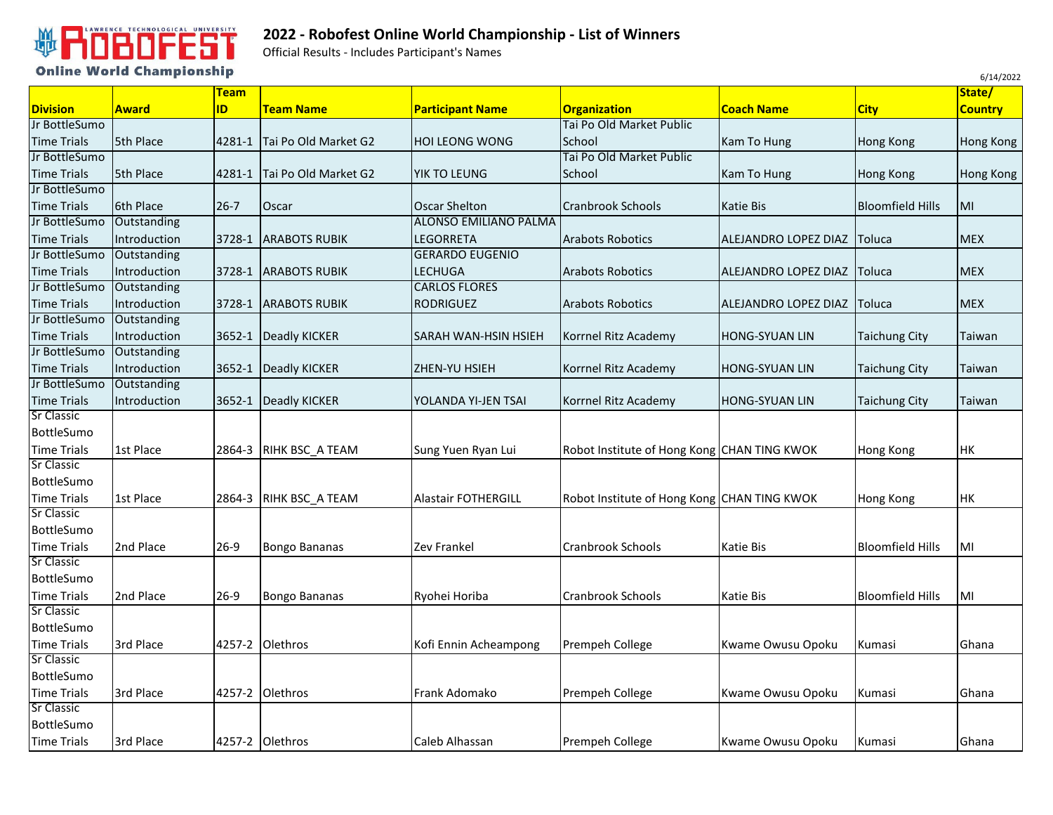# 2022 - Robofest Online World Championship - List of Winners

Official Results - Includes Participant's Names

6/14/2022

| Division | Award | Team ID | Team Name | Participant Name | Organization | Coach Name | City | State/ Country |
|---|---|---|---|---|---|---|---|---|
| Jr BottleSumo Time Trials | 5th Place | 4281-1 | Tai Po Old Market G2 | HOI LEONG WONG | Tai Po Old Market Public School | Kam To Hung | Hong Kong | Hong Kong |
| Jr BottleSumo Time Trials | 5th Place | 4281-1 | Tai Po Old Market G2 | YIK TO LEUNG | Tai Po Old Market Public School | Kam To Hung | Hong Kong | Hong Kong |
| Jr BottleSumo Time Trials | 6th Place | 26-7 | Oscar | Oscar Shelton | Cranbrook Schools | Katie Bis | Bloomfield Hills | MI |
| Jr BottleSumo Time Trials | Outstanding Introduction | 3728-1 | ARABOTS RUBIK | ALONSO EMILIANO PALMA LEGORRETA | Arabots Robotics | ALEJANDRO LOPEZ DIAZ | Toluca | MEX |
| Jr BottleSumo Time Trials | Outstanding Introduction | 3728-1 | ARABOTS RUBIK | GERARDO EUGENIO LECHUGA | Arabots Robotics | ALEJANDRO LOPEZ DIAZ | Toluca | MEX |
| Jr BottleSumo Time Trials | Outstanding Introduction | 3728-1 | ARABOTS RUBIK | CARLOS FLORES RODRIGUEZ | Arabots Robotics | ALEJANDRO LOPEZ DIAZ | Toluca | MEX |
| Jr BottleSumo Time Trials | Outstanding Introduction | 3652-1 | Deadly KICKER | SARAH WAN-HSIN HSIEH | Korrnel Ritz Academy | HONG-SYUAN LIN | Taichung City | Taiwan |
| Jr BottleSumo Time Trials | Outstanding Introduction | 3652-1 | Deadly KICKER | ZHEN-YU HSIEH | Korrnel Ritz Academy | HONG-SYUAN LIN | Taichung City | Taiwan |
| Jr BottleSumo Time Trials | Outstanding Introduction | 3652-1 | Deadly KICKER | YOLANDA YI-JEN TSAI | Korrnel Ritz Academy | HONG-SYUAN LIN | Taichung City | Taiwan |
| Sr Classic BottleSumo Time Trials | 1st Place | 2864-3 | RIHK BSC_A TEAM | Sung Yuen Ryan Lui | Robot Institute of Hong Kong | CHAN TING KWOK | Hong Kong | HK |
| Sr Classic BottleSumo Time Trials | 1st Place | 2864-3 | RIHK BSC_A TEAM | Alastair FOTHERGILL | Robot Institute of Hong Kong | CHAN TING KWOK | Hong Kong | HK |
| Sr Classic BottleSumo Time Trials | 2nd Place | 26-9 | Bongo Bananas | Zev Frankel | Cranbrook Schools | Katie Bis | Bloomfield Hills | MI |
| Sr Classic BottleSumo Time Trials | 2nd Place | 26-9 | Bongo Bananas | Ryohei Horiba | Cranbrook Schools | Katie Bis | Bloomfield Hills | MI |
| Sr Classic BottleSumo Time Trials | 3rd Place | 4257-2 | Olethros | Kofi Ennin Acheampong | Prempeh College | Kwame Owusu Opoku | Kumasi | Ghana |
| Sr Classic BottleSumo Time Trials | 3rd Place | 4257-2 | Olethros | Frank Adomako | Prempeh College | Kwame Owusu Opoku | Kumasi | Ghana |
| Sr Classic BottleSumo Time Trials | 3rd Place | 4257-2 | Olethros | Caleb Alhassan | Prempeh College | Kwame Owusu Opoku | Kumasi | Ghana |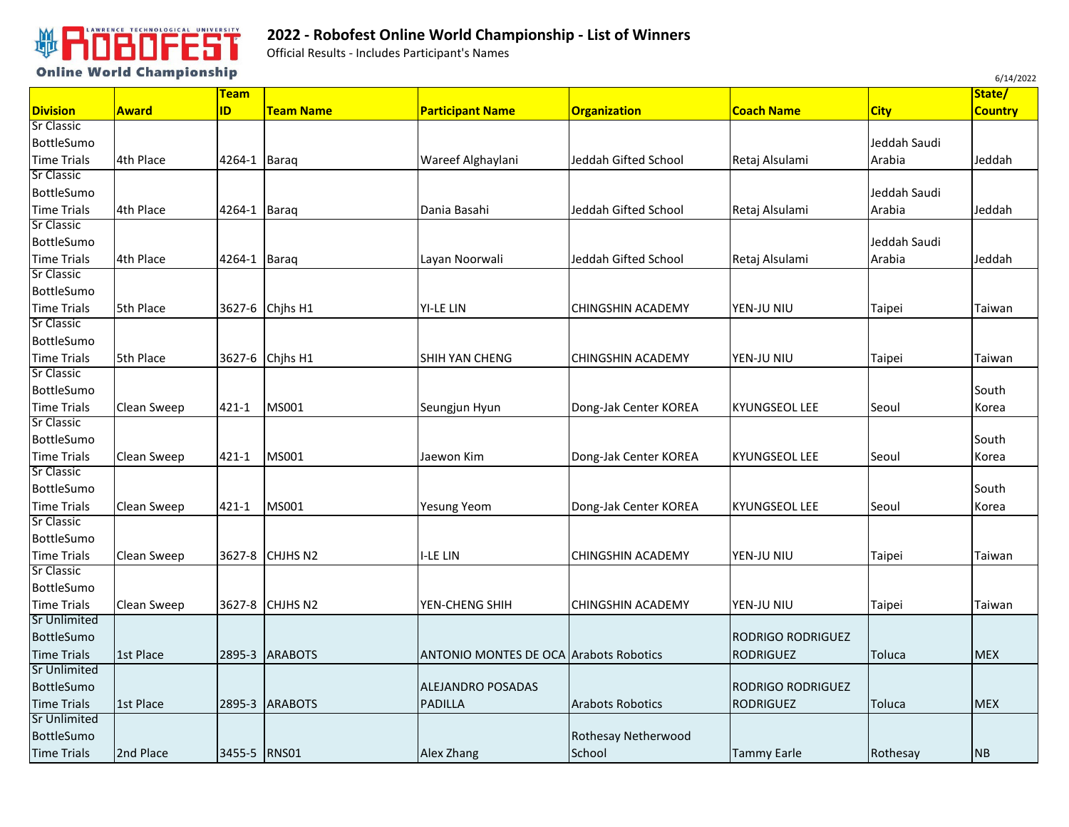# 2022 - Robofest Online World Championship - List of Winners

Official Results - Includes Participant's Names

6/14/2022

| Division | Award | Team ID | Team Name | Participant Name | Organization | Coach Name | City | State/ Country |
|---|---|---|---|---|---|---|---|---|
| Sr Classic BottleSumo Time Trials | 4th Place | 4264-1 | Baraq | Wareef Alghaylani | Jeddah Gifted School | Retaj Alsulami | Jeddah Saudi Arabia | Jeddah |
| Sr Classic BottleSumo Time Trials | 4th Place | 4264-1 | Baraq | Dania Basahi | Jeddah Gifted School | Retaj Alsulami | Jeddah Saudi Arabia | Jeddah |
| Sr Classic BottleSumo Time Trials | 4th Place | 4264-1 | Baraq | Layan Noorwali | Jeddah Gifted School | Retaj Alsulami | Jeddah Saudi Arabia | Jeddah |
| Sr Classic BottleSumo Time Trials | 5th Place | 3627-6 | Chjhs H1 | YI-LE LIN | CHINGSHIN ACADEMY | YEN-JU NIU | Taipei | Taiwan |
| Sr Classic BottleSumo Time Trials | 5th Place | 3627-6 | Chjhs H1 | SHIH YAN CHENG | CHINGSHIN ACADEMY | YEN-JU NIU | Taipei | Taiwan |
| Sr Classic BottleSumo Time Trials | Clean Sweep | 421-1 | MS001 | Seungjun Hyun | Dong-Jak Center KOREA | KYUNGSEOL LEE | Seoul | South Korea |
| Sr Classic BottleSumo Time Trials | Clean Sweep | 421-1 | MS001 | Jaewon Kim | Dong-Jak Center KOREA | KYUNGSEOL LEE | Seoul | South Korea |
| Sr Classic BottleSumo Time Trials | Clean Sweep | 421-1 | MS001 | Yesung Yeom | Dong-Jak Center KOREA | KYUNGSEOL LEE | Seoul | South Korea |
| Sr Classic BottleSumo Time Trials | Clean Sweep | 3627-8 | CHJHS N2 | I-LE LIN | CHINGSHIN ACADEMY | YEN-JU NIU | Taipei | Taiwan |
| Sr Classic BottleSumo Time Trials | Clean Sweep | 3627-8 | CHJHS N2 | YEN-CHENG SHIH | CHINGSHIN ACADEMY | YEN-JU NIU | Taipei | Taiwan |
| Sr Unlimited BottleSumo Time Trials | 1st Place | 2895-3 | ARABOTS | ANTONIO MONTES DE OCA | Arabots Robotics | RODRIGO RODRIGUEZ RODRIGUEZ | Toluca | MEX |
| Sr Unlimited BottleSumo Time Trials | 1st Place | 2895-3 | ARABOTS | ALEJANDRO POSADAS PADILLA | Arabots Robotics | RODRIGO RODRIGUEZ RODRIGUEZ | Toluca | MEX |
| Sr Unlimited BottleSumo Time Trials | 2nd Place | 3455-5 | RNS01 | Alex Zhang | Rothesay Netherwood School | Tammy Earle | Rothesay | NB |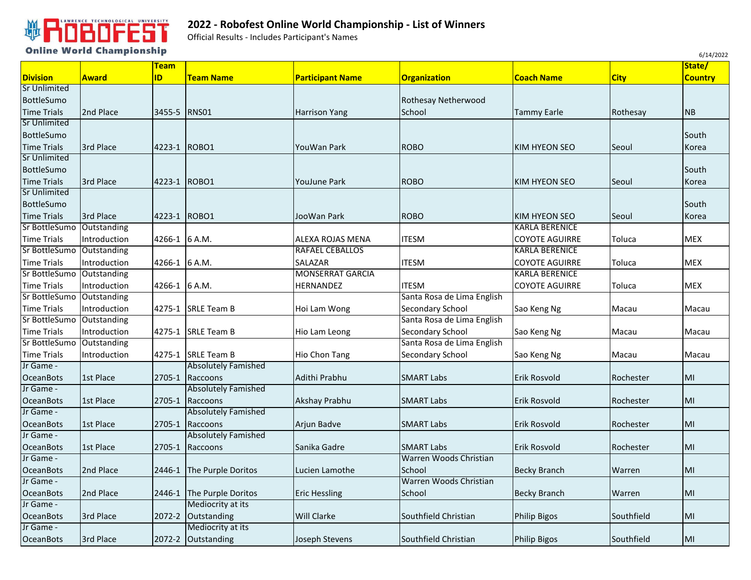# 2022 - Robofest Online World Championship - List of Winners

Official Results - Includes Participant's Names

6/14/2022

| Division | Award | Team ID | Team Name | Participant Name | Organization | Coach Name | City | State/ Country |
|---|---|---|---|---|---|---|---|---|
| Sr Unlimited BottleSumo Time Trials | 2nd Place | 3455-5 | RNS01 | Harrison Yang | Rothesay Netherwood School | Tammy Earle | Rothesay | NB |
| Sr Unlimited BottleSumo Time Trials | 3rd Place | 4223-1 | ROBO1 | YouWan Park | ROBO | KIM HYEON SEO | Seoul | South Korea |
| Sr Unlimited BottleSumo Time Trials | 3rd Place | 4223-1 | ROBO1 | YouJune Park | ROBO | KIM HYEON SEO | Seoul | South Korea |
| Sr Unlimited BottleSumo Time Trials | 3rd Place | 4223-1 | ROBO1 | JooWan Park | ROBO | KIM HYEON SEO | Seoul | South Korea |
| Sr BottleSumo Time Trials | Outstanding Introduction | 4266-1 | 6 A.M. | ALEXA ROJAS MENA | ITESM | KARLA BERENICE COYOTE AGUIRRE | Toluca | MEX |
| Sr BottleSumo Time Trials | Outstanding Introduction | 4266-1 | 6 A.M. | RAFAEL CEBALLOS SALAZAR | ITESM | KARLA BERENICE COYOTE AGUIRRE | Toluca | MEX |
| Sr BottleSumo Time Trials | Outstanding Introduction | 4266-1 | 6 A.M. | MONSERRAT GARCIA HERNANDEZ | ITESM | KARLA BERENICE COYOTE AGUIRRE | Toluca | MEX |
| Sr BottleSumo Time Trials | Outstanding Introduction | 4275-1 | SRLE Team B | Hoi Lam Wong | Santa Rosa de Lima English Secondary School | Sao Keng Ng | Macau | Macau |
| Sr BottleSumo Time Trials | Outstanding Introduction | 4275-1 | SRLE Team B | Hio Lam Leong | Santa Rosa de Lima English Secondary School | Sao Keng Ng | Macau | Macau |
| Sr BottleSumo Time Trials | Outstanding Introduction | 4275-1 | SRLE Team B | Hio Chon Tang | Santa Rosa de Lima English Secondary School | Sao Keng Ng | Macau | Macau |
| Jr Game - OceanBots | 1st Place | 2705-1 | Absolutely Famished Raccoons | Adithi Prabhu | SMART Labs | Erik Rosvold | Rochester | MI |
| Jr Game - OceanBots | 1st Place | 2705-1 | Absolutely Famished Raccoons | Akshay Prabhu | SMART Labs | Erik Rosvold | Rochester | MI |
| Jr Game - OceanBots | 1st Place | 2705-1 | Absolutely Famished Raccoons | Arjun Badve | SMART Labs | Erik Rosvold | Rochester | MI |
| Jr Game - OceanBots | 1st Place | 2705-1 | Absolutely Famished Raccoons | Sanika Gadre | SMART Labs | Erik Rosvold | Rochester | MI |
| Jr Game - OceanBots | 2nd Place | 2446-1 | The Purple Doritos | Lucien Lamothe | Warren Woods Christian School | Becky Branch | Warren | MI |
| Jr Game - OceanBots | 2nd Place | 2446-1 | The Purple Doritos | Eric Hessling | Warren Woods Christian School | Becky Branch | Warren | MI |
| Jr Game - OceanBots | 3rd Place | 2072-2 | Mediocrity at its Outstanding | Will Clarke | Southfield Christian | Philip Bigos | Southfield | MI |
| Jr Game - OceanBots | 3rd Place | 2072-2 | Mediocrity at its Outstanding | Joseph Stevens | Southfield Christian | Philip Bigos | Southfield | MI |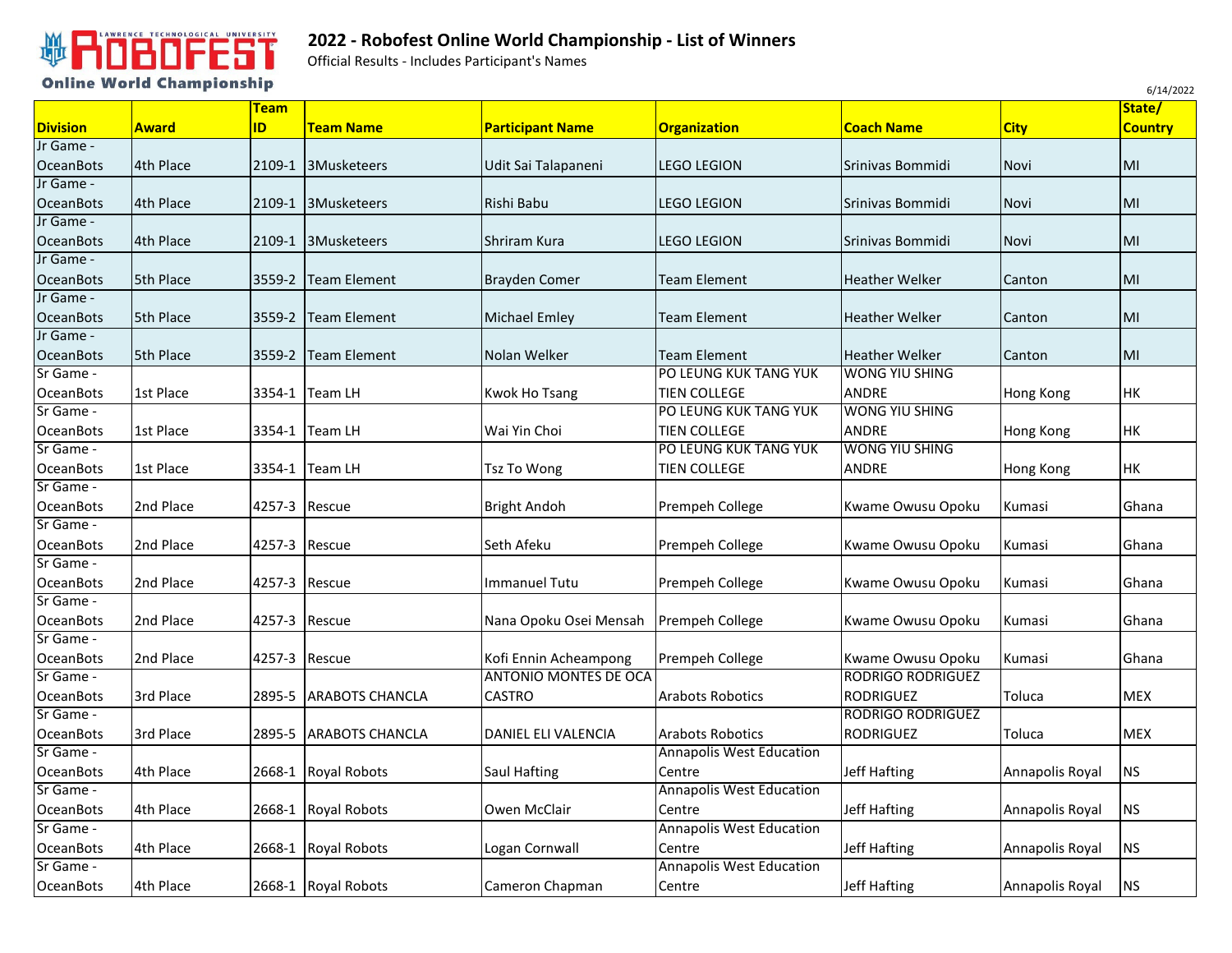# 2022 - Robofest Online World Championship - List of Winners

Official Results - Includes Participant's Names

6/14/2022

| Division | Award | Team ID | Team Name | Participant Name | Organization | Coach Name | City | State/ Country |
|---|---|---|---|---|---|---|---|---|
| Jr Game - OceanBots | 4th Place | 2109-1 | 3Musketeers | Udit Sai Talapaneni | LEGO LEGION | Srinivas Bommidi | Novi | MI |
| Jr Game - OceanBots | 4th Place | 2109-1 | 3Musketeers | Rishi Babu | LEGO LEGION | Srinivas Bommidi | Novi | MI |
| Jr Game - OceanBots | 4th Place | 2109-1 | 3Musketeers | Shriram Kura | LEGO LEGION | Srinivas Bommidi | Novi | MI |
| Jr Game - OceanBots | 5th Place | 3559-2 | Team Element | Brayden Comer | Team Element | Heather Welker | Canton | MI |
| Jr Game - OceanBots | 5th Place | 3559-2 | Team Element | Michael Emley | Team Element | Heather Welker | Canton | MI |
| Jr Game - OceanBots | 5th Place | 3559-2 | Team Element | Nolan Welker | Team Element | Heather Welker | Canton | MI |
| Sr Game - OceanBots | 1st Place | 3354-1 | Team LH | Kwok Ho Tsang | PO LEUNG KUK TANG YUK TIEN COLLEGE | WONG YIU SHING ANDRE | Hong Kong | HK |
| Sr Game - OceanBots | 1st Place | 3354-1 | Team LH | Wai Yin Choi | PO LEUNG KUK TANG YUK TIEN COLLEGE | WONG YIU SHING ANDRE | Hong Kong | HK |
| Sr Game - OceanBots | 1st Place | 3354-1 | Team LH | Tsz To Wong | PO LEUNG KUK TANG YUK TIEN COLLEGE | WONG YIU SHING ANDRE | Hong Kong | HK |
| Sr Game - OceanBots | 2nd Place | 4257-3 | Rescue | Bright Andoh | Prempeh College | Kwame Owusu Opoku | Kumasi | Ghana |
| Sr Game - OceanBots | 2nd Place | 4257-3 | Rescue | Seth Afeku | Prempeh College | Kwame Owusu Opoku | Kumasi | Ghana |
| Sr Game - OceanBots | 2nd Place | 4257-3 | Rescue | Immanuel Tutu | Prempeh College | Kwame Owusu Opoku | Kumasi | Ghana |
| Sr Game - OceanBots | 2nd Place | 4257-3 | Rescue | Nana Opoku Osei Mensah | Prempeh College | Kwame Owusu Opoku | Kumasi | Ghana |
| Sr Game - OceanBots | 2nd Place | 4257-3 | Rescue | Kofi Ennin Acheampong | Prempeh College | Kwame Owusu Opoku | Kumasi | Ghana |
| Sr Game - OceanBots | 3rd Place | 2895-5 | ARABOTS CHANCLA | ANTONIO MONTES DE OCA CASTRO | Arabots Robotics | RODRIGO RODRIGUEZ RODRIGUEZ | Toluca | MEX |
| Sr Game - OceanBots | 3rd Place | 2895-5 | ARABOTS CHANCLA | DANIEL ELI VALENCIA | Arabots Robotics | RODRIGO RODRIGUEZ RODRIGUEZ | Toluca | MEX |
| Sr Game - OceanBots | 4th Place | 2668-1 | Royal Robots | Saul Hafting | Annapolis West Education Centre | Jeff Hafting | Annapolis Royal | NS |
| Sr Game - OceanBots | 4th Place | 2668-1 | Royal Robots | Owen McClair | Annapolis West Education Centre | Jeff Hafting | Annapolis Royal | NS |
| Sr Game - OceanBots | 4th Place | 2668-1 | Royal Robots | Logan Cornwall | Annapolis West Education Centre | Jeff Hafting | Annapolis Royal | NS |
| Sr Game - OceanBots | 4th Place | 2668-1 | Royal Robots | Cameron Chapman | Annapolis West Education Centre | Jeff Hafting | Annapolis Royal | NS |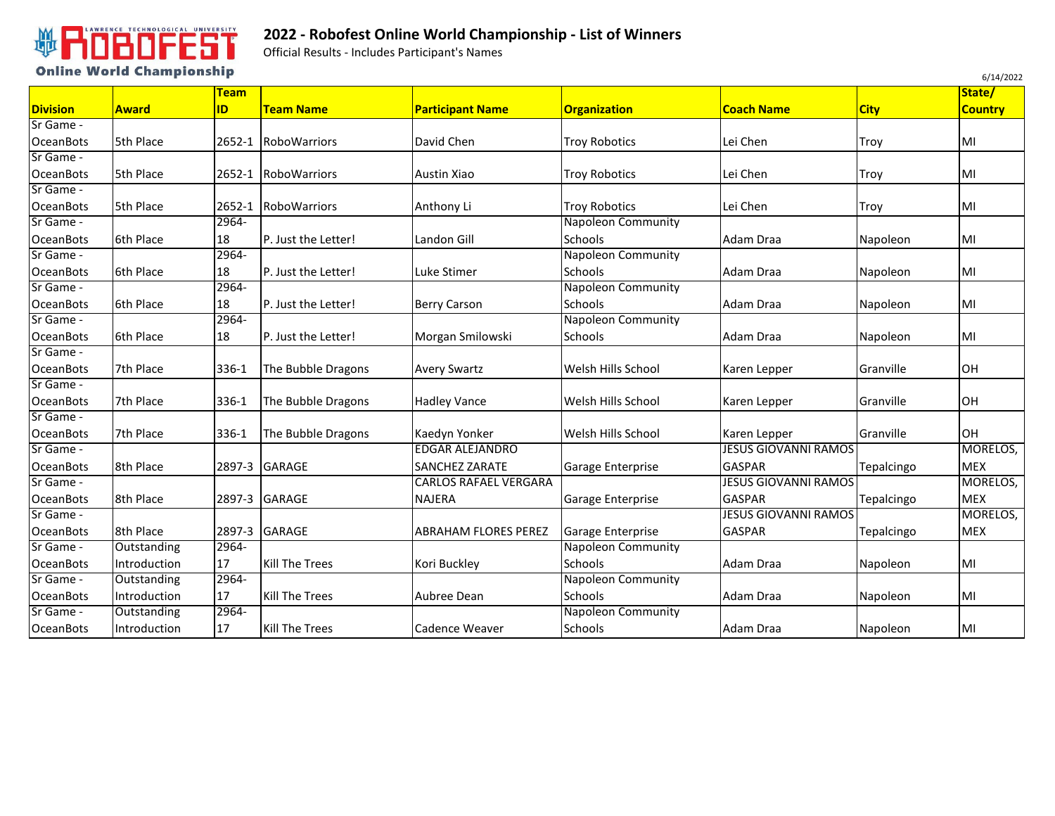# 2022 - Robofest Online World Championship - List of Winners

Official Results - Includes Participant's Names

6/14/2022

| Division | Award | Team ID | Team Name | Participant Name | Organization | Coach Name | City | State/ Country |
|---|---|---|---|---|---|---|---|---|
| Sr Game - OceanBots | 5th Place | 2652-1 | RoboWarriors | David Chen | Troy Robotics | Lei Chen | Troy | MI |
| Sr Game - OceanBots | 5th Place | 2652-1 | RoboWarriors | Austin Xiao | Troy Robotics | Lei Chen | Troy | MI |
| Sr Game - OceanBots | 5th Place | 2652-1 | RoboWarriors | Anthony Li | Troy Robotics | Lei Chen | Troy | MI |
| Sr Game - OceanBots | 6th Place | 2964-18 | P. Just the Letter! | Landon Gill | Napoleon Community Schools | Adam Draa | Napoleon | MI |
| Sr Game - OceanBots | 6th Place | 2964-18 | P. Just the Letter! | Luke Stimer | Napoleon Community Schools | Adam Draa | Napoleon | MI |
| Sr Game - OceanBots | 6th Place | 2964-18 | P. Just the Letter! | Berry Carson | Napoleon Community Schools | Adam Draa | Napoleon | MI |
| Sr Game - OceanBots | 6th Place | 2964-18 | P. Just the Letter! | Morgan Smilowski | Napoleon Community Schools | Adam Draa | Napoleon | MI |
| Sr Game - OceanBots | 7th Place | 336-1 | The Bubble Dragons | Avery Swartz | Welsh Hills School | Karen Lepper | Granville | OH |
| Sr Game - OceanBots | 7th Place | 336-1 | The Bubble Dragons | Hadley Vance | Welsh Hills School | Karen Lepper | Granville | OH |
| Sr Game - OceanBots | 7th Place | 336-1 | The Bubble Dragons | Kaedyn Yonker | Welsh Hills School | Karen Lepper | Granville | OH |
| Sr Game - OceanBots | 8th Place | 2897-3 | GARAGE | EDGAR ALEJANDRO SANCHEZ ZARATE | Garage Enterprise | JESUS GIOVANNI RAMOS GASPAR | Tepalcingo | MORELOS, MEX |
| Sr Game - OceanBots | 8th Place | 2897-3 | GARAGE | CARLOS RAFAEL VERGARA NAJERA | Garage Enterprise | JESUS GIOVANNI RAMOS GASPAR | Tepalcingo | MORELOS, MEX |
| Sr Game - OceanBots | 8th Place | 2897-3 | GARAGE | ABRAHAM FLORES PEREZ | Garage Enterprise | JESUS GIOVANNI RAMOS GASPAR | Tepalcingo | MORELOS, MEX |
| Sr Game - OceanBots | Outstanding Introduction | 2964-17 | Kill The Trees | Kori Buckley | Napoleon Community Schools | Adam Draa | Napoleon | MI |
| Sr Game - OceanBots | Outstanding Introduction | 2964-17 | Kill The Trees | Aubree Dean | Napoleon Community Schools | Adam Draa | Napoleon | MI |
| Sr Game - OceanBots | Outstanding Introduction | 2964-17 | Kill The Trees | Cadence Weaver | Napoleon Community Schools | Adam Draa | Napoleon | MI |